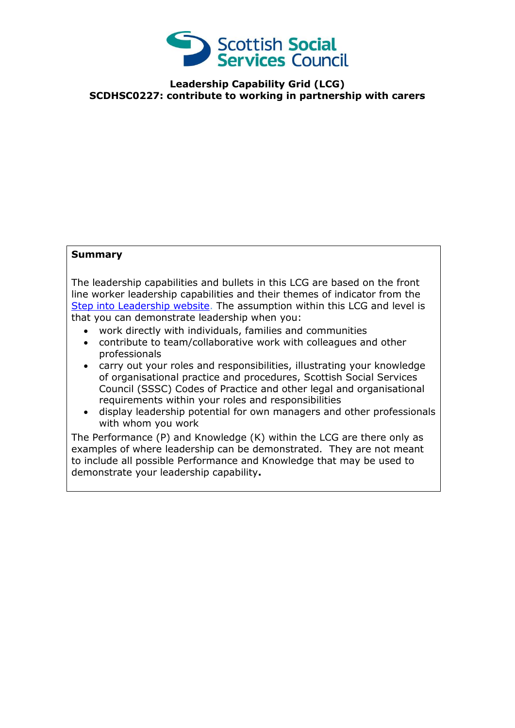Scottish Social Services Council

**Leadership Capability Grid (LCG)**
**SCDHSC0227: contribute to working in partnership with carers**

**Summary**

The leadership capabilities and bullets in this LCG are based on the front line worker leadership capabilities and their themes of indicator from the Step into Leadership website. The assumption within this LCG and level is that you can demonstrate leadership when you:

- work directly with individuals, families and communities
- contribute to team/collaborative work with colleagues and other professionals
- carry out your roles and responsibilities, illustrating your knowledge of organisational practice and procedures, Scottish Social Services Council (SSSC) Codes of Practice and other legal and organisational requirements within your roles and responsibilities
- display leadership potential for own managers and other professionals with whom you work

The Performance (P) and Knowledge (K) within the LCG are there only as examples of where leadership can be demonstrated. They are not meant to include all possible Performance and Knowledge that may be used to demonstrate your leadership capability**.**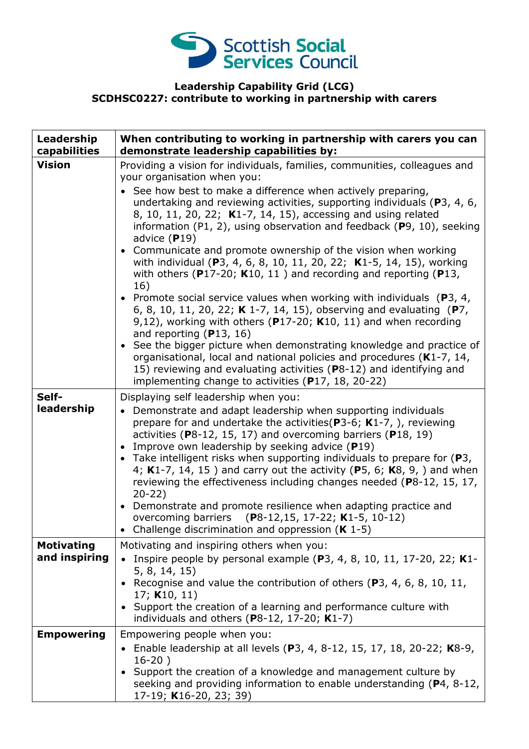**Leadership Capability Grid (LCG)**
**SCDHSC0227: contribute to working in partnership with carers**

| **Leadership capabilities** | **When contributing to working in partnership with carers you can demonstrate leadership capabilities by:** |
|---|---|
| **Vision** | Providing a vision for individuals, families, communities, colleagues and your organisation when you: <br>• See how best to make a difference when actively preparing, undertaking and reviewing activities, supporting individuals (**P**3, 4, 6, 8, 10, 11, 20, 22; **K**1-7, 14, 15), accessing and using related information (P1, 2), using observation and feedback (**P**9, 10), seeking advice (**P**19) <br>• Communicate and promote ownership of the vision when working with individual (**P**3, 4, 6, 8, 10, 11, 20, 22; **K**1-5, 14, 15), working with others (**P**17-20; **K**10, 11 ) and recording and reporting (**P**13, 16) <br>• Promote social service values when working with individuals (**P**3, 4, 6, 8, 10, 11, 20, 22; **K** 1-7, 14, 15), observing and evaluating (**P**7, 9,12), working with others (**P**17-20; **K**10, 11) and when recording and reporting (**P**13, 16) <br>• See the bigger picture when demonstrating knowledge and practice of organisational, local and national policies and procedures (**K**1-7, 14, 15) reviewing and evaluating activities (**P**8-12) and identifying and implementing change to activities (**P**17, 18, 20-22) |
| **Self-leadership** | Displaying self leadership when you: <br>• Demonstrate and adapt leadership when supporting individuals prepare for and undertake the activities(**P**3-6; **K**1-7, ), reviewing activities (**P**8-12, 15, 17) and overcoming barriers (**P**18, 19) <br>• Improve own leadership by seeking advice (**P**19) <br>• Take intelligent risks when supporting individuals to prepare for (**P**3, 4; **K**1-7, 14, 15 ) and carry out the activity (**P**5, 6; **K**8, 9, ) and when reviewing the effectiveness including changes needed (**P**8-12, 15, 17, 20-22) <br>• Demonstrate and promote resilience when adapting practice and overcoming barriers (**P**8-12,15, 17-22; **K**1-5, 10-12) <br>• Challenge discrimination and oppression (**K** 1-5) |
| **Motivating and inspiring** | Motivating and inspiring others when you: <br>• Inspire people by personal example (**P**3, 4, 8, 10, 11, 17-20, 22; **K**1-5, 8, 14, 15) <br>• Recognise and value the contribution of others (**P**3, 4, 6, 8, 10, 11, 17; **K**10, 11) <br>• Support the creation of a learning and performance culture with individuals and others (**P**8-12, 17-20; **K**1-7) |
| **Empowering** | Empowering people when you: <br>• Enable leadership at all levels (**P**3, 4, 8-12, 15, 17, 18, 20-22; **K**8-9, 16-20 ) <br>• Support the creation of a knowledge and management culture by seeking and providing information to enable understanding (**P**4, 8-12, 17-19; **K**16-20, 23; 39) |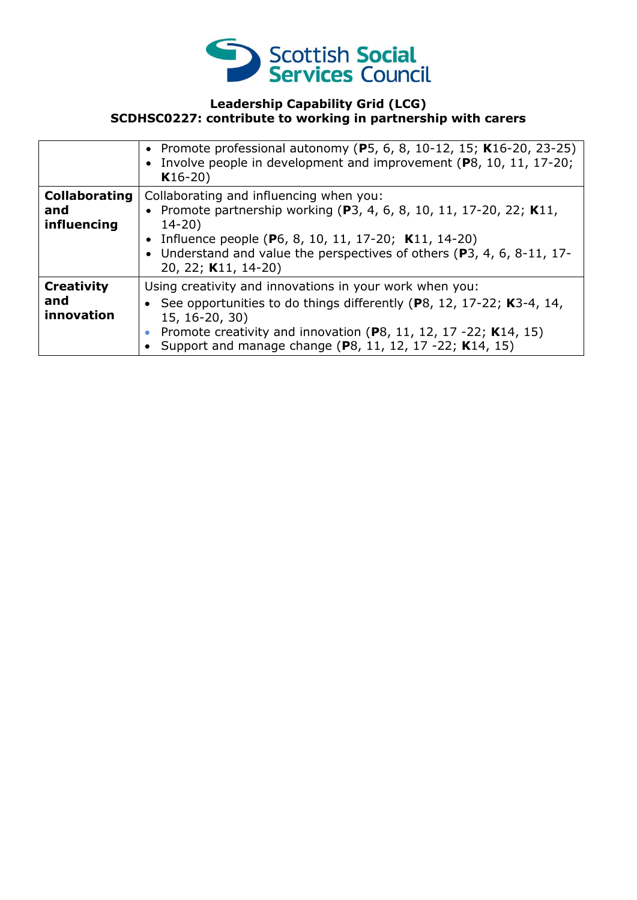**Leadership Capability Grid (LCG)**
**SCDHSC0227: contribute to working in partnership with carers**

| | |
|---|---|
| | • Promote professional autonomy (**P**5, 6, 8, 10-12, 15; **K**16-20, 23-25)<br>• Involve people in development and improvement (**P**8, 10, 11, 17-20; **K**16-20) |
| **Collaborating and influencing** | Collaborating and influencing when you:<br>• Promote partnership working (**P**3, 4, 6, 8, 10, 11, 17-20, 22; **K**11, 14-20)<br>• Influence people (**P**6, 8, 10, 11, 17-20; **K**11, 14-20)<br>• Understand and value the perspectives of others (**P**3, 4, 6, 8-11, 17-20, 22; **K**11, 14-20) |
| **Creativity and innovation** | Using creativity and innovations in your work when you:<br>• See opportunities to do things differently (**P**8, 12, 17-22; **K**3-4, 14, 15, 16-20, 30)<br>• Promote creativity and innovation (**P**8, 11, 12, 17 -22; **K**14, 15)<br>• Support and manage change (**P**8, 11, 12, 17 -22; **K**14, 15) |